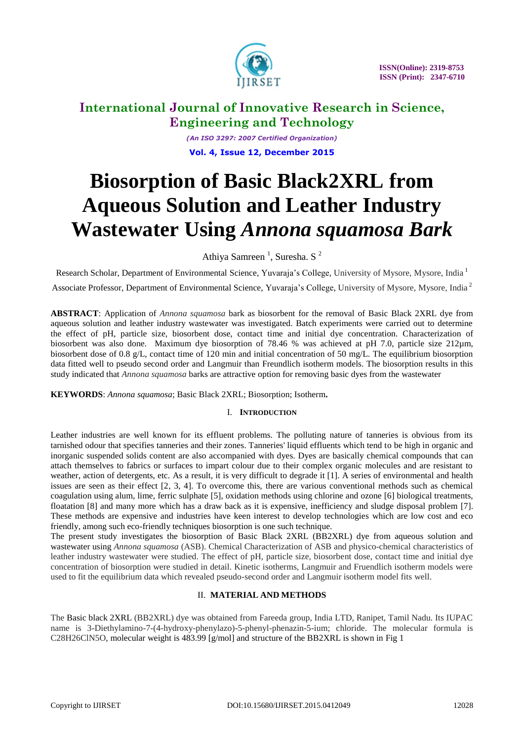# Biosorption of Basic Black2XRL from Aqueous Solution and Leather Industry Wastewater Using *Annona squamosa Bark*

Athiya Samreen [1], Suresha. S [2]

Research Scholar, Department of Environmental Science, Yuvaraja's College, University of Mysore, Mysore, India [1]

Associate Professor, Department of Environmental Science, Yuvaraja's College, University of Mysore, Mysore, India [2]

**ABSTRACT**: Application of *Annona squamosa* bark as biosorbent for the removal of Basic Black 2XRL dye from aqueous solution and leather industry wastewater was investigated. Batch experiments were carried out to determine the effect of pH, particle size, biosorbent dose, contact time and initial dye concentration. Characterization of biosorbent was also done. Maximum dye biosorption of 78.46 % was achieved at pH 7.0, particle size 212µm, biosorbent dose of 0.8 g/L, contact time of 120 min and initial concentration of 50 mg/L. The equilibrium biosorption data fitted well to pseudo second order and Langmuir than Freundlich isotherm models. The biosorption results in this study indicated that *Annona squamosa* barks are attractive option for removing basic dyes from the wastewater

**KEYWORDS**: *Annona squamosa*; Basic Black 2XRL; Biosorption; Isotherm**.**

## I. INTRODUCTION

Leather industries are well known for its effluent problems. The polluting nature of tanneries is obvious from its tarnished odour that specifies tanneries and their zones. Tanneries' liquid effluents which tend to be high in organic and inorganic suspended solids content are also accompanied with dyes. Dyes are basically chemical compounds that can attach themselves to fabrics or surfaces to impart colour due to their complex organic molecules and are resistant to weather, action of detergents, etc. As a result, it is very difficult to degrade it [1]. A series of environmental and health issues are seen as their effect [2, 3, 4]. To overcome this, there are various conventional methods such as chemical coagulation using alum, lime, ferric sulphate [5], oxidation methods using chlorine and ozone [6] biological treatments, floatation [8] and many more which has a draw back as it is expensive, inefficiency and sludge disposal problem [7]. These methods are expensive and industries have keen interest to develop technologies which are low cost and eco friendly, among such eco-friendly techniques biosorption is one such technique.

The present study investigates the biosorption of Basic Black 2XRL (BB2XRL) dye from aqueous solution and wastewater using *Annona squamosa* (ASB). Chemical Characterization of ASB and physico-chemical characteristics of leather industry wastewater were studied. The effect of pH, particle size, biosorbent dose, contact time and initial dye concentration of biosorption were studied in detail. Kinetic isotherms, Langmuir and Fruendlich isotherm models were used to fit the equilibrium data which revealed pseudo-second order and Langmuir isotherm model fits well.

## II. MATERIAL AND METHODS

The Basic black 2XRL (BB2XRL) dye was obtained from Fareeda group, India LTD, Ranipet, Tamil Nadu. Its IUPAC name is 3-Diethylamino-7-(4-hydroxy-phenylazo)-5-phenyl-phenazin-5-ium; chloride. The molecular formula is $C_{28}H_{26}ClN_5O$, molecular weight is 483.99 [g/mol] and structure of the BB2XRL is shown in Fig 1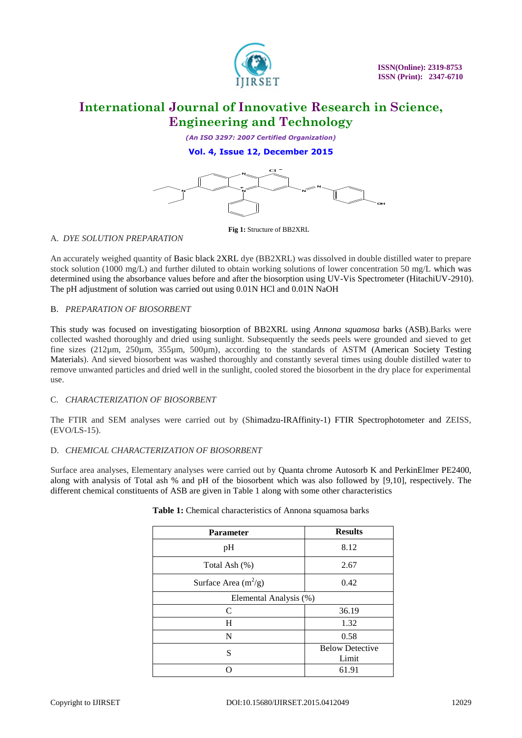Fig 1: Structure of BB2XRL

A. *DYE SOLUTION PREPARATION*

An accurately weighed quantity of Basic black 2XRL dye (BB2XRL) was dissolved in double distilled water to prepare stock solution (1000 mg/L) and further diluted to obtain working solutions of lower concentration 50 mg/L which was determined using the absorbance values before and after the biosorption using UV-Vis Spectrometer (HitachiUV-2910). The pH adjustment of solution was carried out using 0.01N HCl and 0.01N NaOH

B. *PREPARATION OF BIOSORBENT*

This study was focused on investigating biosorption of BB2XRL using *Annona squamosa* barks (ASB).Barks were collected washed thoroughly and dried using sunlight. Subsequently the seeds peels were grounded and sieved to get fine sizes (212µm, 250µm, 355µm, 500µm), according to the standards of ASTM (American Society Testing Materials). And sieved biosorbent was washed thoroughly and constantly several times using double distilled water to remove unwanted particles and dried well in the sunlight, cooled stored the biosorbent in the dry place for experimental use.

C. *CHARACTERIZATION OF BIOSORBENT*

The FTIR and SEM analyses were carried out by (Shimadzu-IRAffinity-1) FTIR Spectrophotometer and ZEISS, (EVO/LS-15).

D. *CHEMICAL CHARACTERIZATION OF BIOSORBENT*

Surface area analyses, Elementary analyses were carried out by Quanta chrome Autosorb K and PerkinElmer PE2400, along with analysis of Total ash % and pH of the biosorbent which was also followed by [9,10], respectively. The different chemical constituents of ASB are given in Table 1 along with some other characteristics

**Table 1:** Chemical characteristics of Annona squamosa barks

| Parameter | Results |
|---|---|
| pH | 8.12 |
| Total Ash (%) | 2.67 |
| Surface Area ($m^2$/g) | 0.42 |
| Elemental Analysis (%) | |
| C | 36.19 |
| H | 1.32 |
| N | 0.58 |
| S | Below Detective Limit |
| O | 61.91 |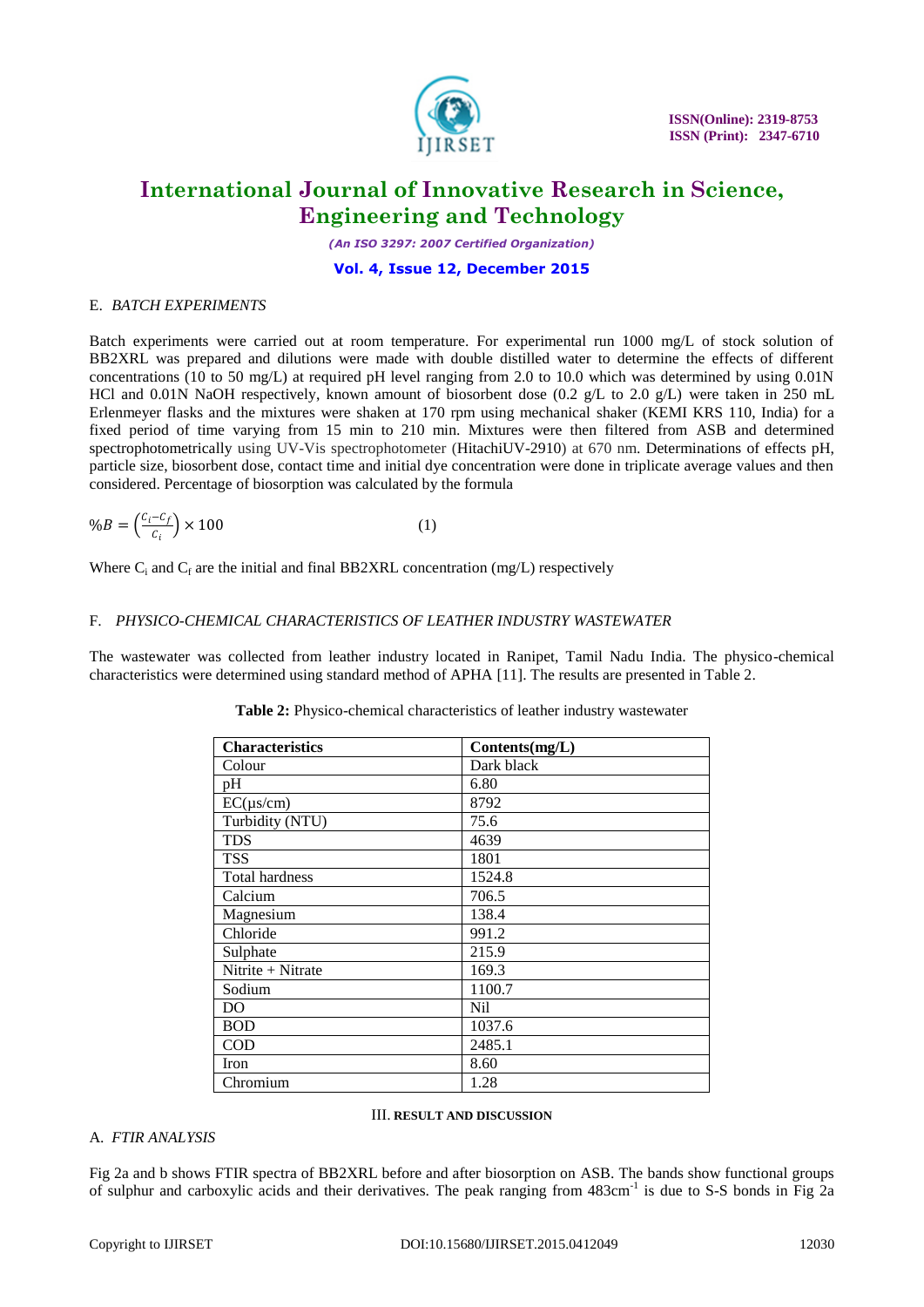### E. *BATCH EXPERIMENTS*

Batch experiments were carried out at room temperature. For experimental run 1000 mg/L of stock solution of BB2XRL was prepared and dilutions were made with double distilled water to determine the effects of different concentrations (10 to 50 mg/L) at required pH level ranging from 2.0 to 10.0 which was determined by using 0.01N HCl and 0.01N NaOH respectively, known amount of biosorbent dose (0.2 g/L to 2.0 g/L) were taken in 250 mL Erlenmeyer flasks and the mixtures were shaken at 170 rpm using mechanical shaker (KEMI KRS 110, India) for a fixed period of time varying from 15 min to 210 min. Mixtures were then filtered from ASB and determined spectrophotometrically using UV-Vis spectrophotometer (HitachiUV-2910) at 670 nm. Determinations of effects pH, particle size, biosorbent dose, contact time and initial dye concentration were done in triplicate average values and then considered. Percentage of biosorption was calculated by the formula

$$\%B = \left(\frac{C_i - C_f}{C_i}\right) \times 100 \qquad (1)$$

Where $C_i$ and $C_f$ are the initial and final BB2XRL concentration (mg/L) respectively

### F. *PHYSICO-CHEMICAL CHARACTERISTICS OF LEATHER INDUSTRY WASTEWATER*

The wastewater was collected from leather industry located in Ranipet, Tamil Nadu India. The physico-chemical characteristics were determined using standard method of APHA [11]. The results are presented in Table 2.

**Table 2:** Physico-chemical characteristics of leather industry wastewater

| Characteristics | Contents(mg/L) |
|---|---|
| Colour | Dark black |
| pH | 6.80 |
| EC(μs/cm) | 8792 |
| Turbidity (NTU) | 75.6 |
| TDS | 4639 |
| TSS | 1801 |
| Total hardness | 1524.8 |
| Calcium | 706.5 |
| Magnesium | 138.4 |
| Chloride | 991.2 |
| Sulphate | 215.9 |
| Nitrite + Nitrate | 169.3 |
| Sodium | 1100.7 |
| DO | Nil |
| BOD | 1037.6 |
| COD | 2485.1 |
| Iron | 8.60 |
| Chromium | 1.28 |

## III. RESULT AND DISCUSSION

### A. *FTIR ANALYSIS*

Fig 2a and b shows FTIR spectra of BB2XRL before and after biosorption on ASB. The bands show functional groups of sulphur and carboxylic acids and their derivatives. The peak ranging from 483cm$^{-1}$ is due to S-S bonds in Fig 2a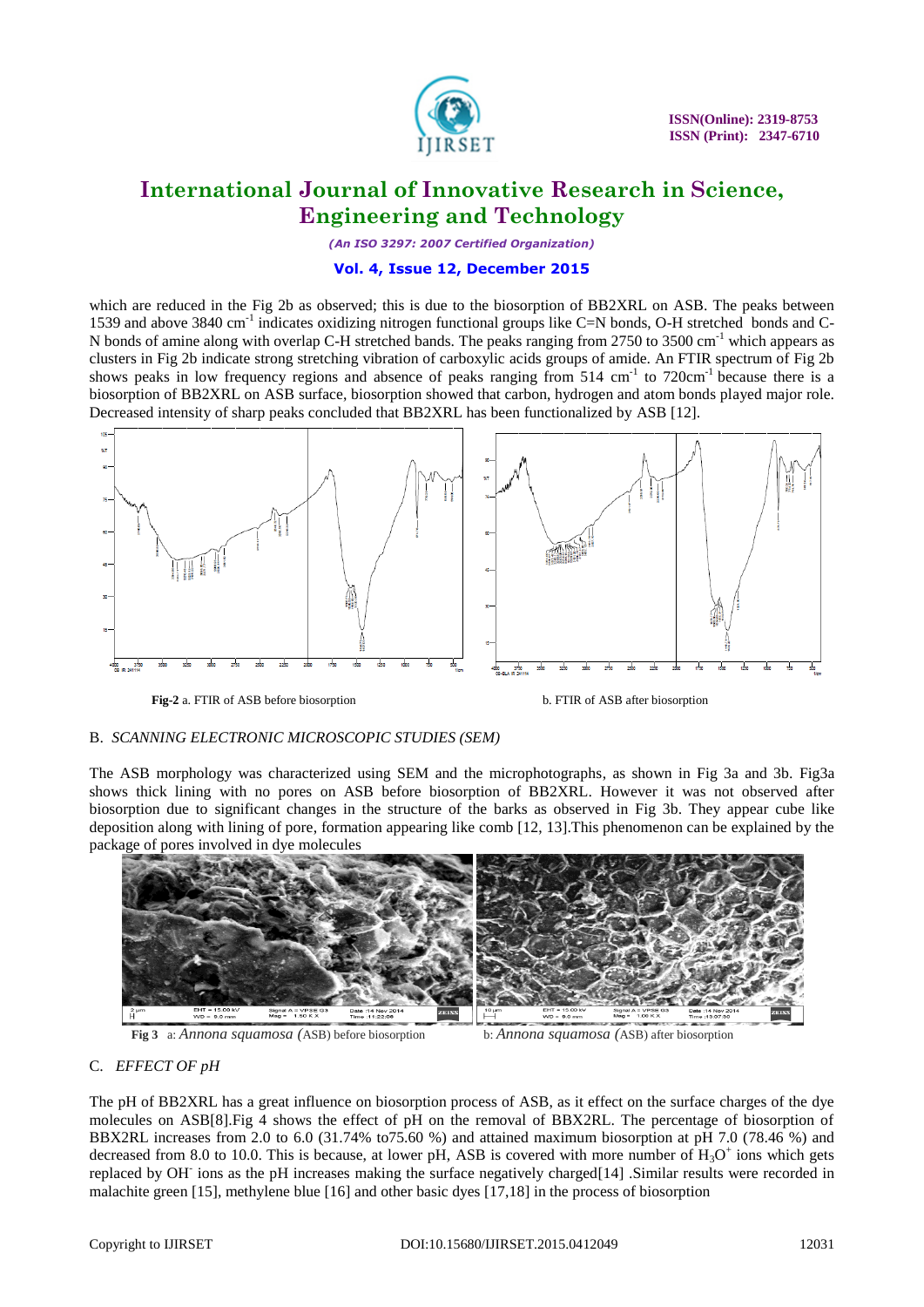which are reduced in the Fig 2b as observed; this is due to the biosorption of BB2XRL on ASB. The peaks between 1539 and above 3840 $cm^{-1}$ indicates oxidizing nitrogen functional groups like C=N bonds, O-H stretched bonds and C-N bonds of amine along with overlap C-H stretched bands. The peaks ranging from 2750 to 3500 $cm^{-1}$ which appears as clusters in Fig 2b indicate strong stretching vibration of carboxylic acids groups of amide. An FTIR spectrum of Fig 2b shows peaks in low frequency regions and absence of peaks ranging from 514 $cm^{-1}$ to 720$cm^{-1}$ because there is a biosorption of BB2XRL on ASB surface, biosorption showed that carbon, hydrogen and atom bonds played major role. Decreased intensity of sharp peaks concluded that BB2XRL has been functionalized by ASB [12].

**Fig-2** a. FTIR of ASB before biosorption b. FTIR of ASB after biosorption

### B. *SCANNING ELECTRONIC MICROSCOPIC STUDIES (SEM)*

The ASB morphology was characterized using SEM and the microphotographs, as shown in Fig 3a and 3b. Fig3a shows thick lining with no pores on ASB before biosorption of BB2XRL. However it was not observed after biosorption due to significant changes in the structure of the barks as observed in Fig 3b. They appear cube like deposition along with lining of pore, formation appearing like comb [12, 13].This phenomenon can be explained by the package of pores involved in dye molecules

**Fig 3** a: *Annona squamosa (*ASB) before biosorption b: *Annona squamosa (*ASB) after biosorption

### C. *EFFECT OF pH*

The pH of BB2XRL has a great influence on biosorption process of ASB, as it effect on the surface charges of the dye molecules on ASB[8].Fig 4 shows the effect of pH on the removal of BBX2RL. The percentage of biosorption of BBX2RL increases from 2.0 to 6.0 (31.74% to75.60 %) and attained maximum biosorption at pH 7.0 (78.46 %) and decreased from 8.0 to 10.0. This is because, at lower pH, ASB is covered with more number of $H_3O^+$ ions which gets replaced by $OH^-$ ions as the pH increases making the surface negatively charged[14] .Similar results were recorded in malachite green [15], methylene blue [16] and other basic dyes [17,18] in the process of biosorption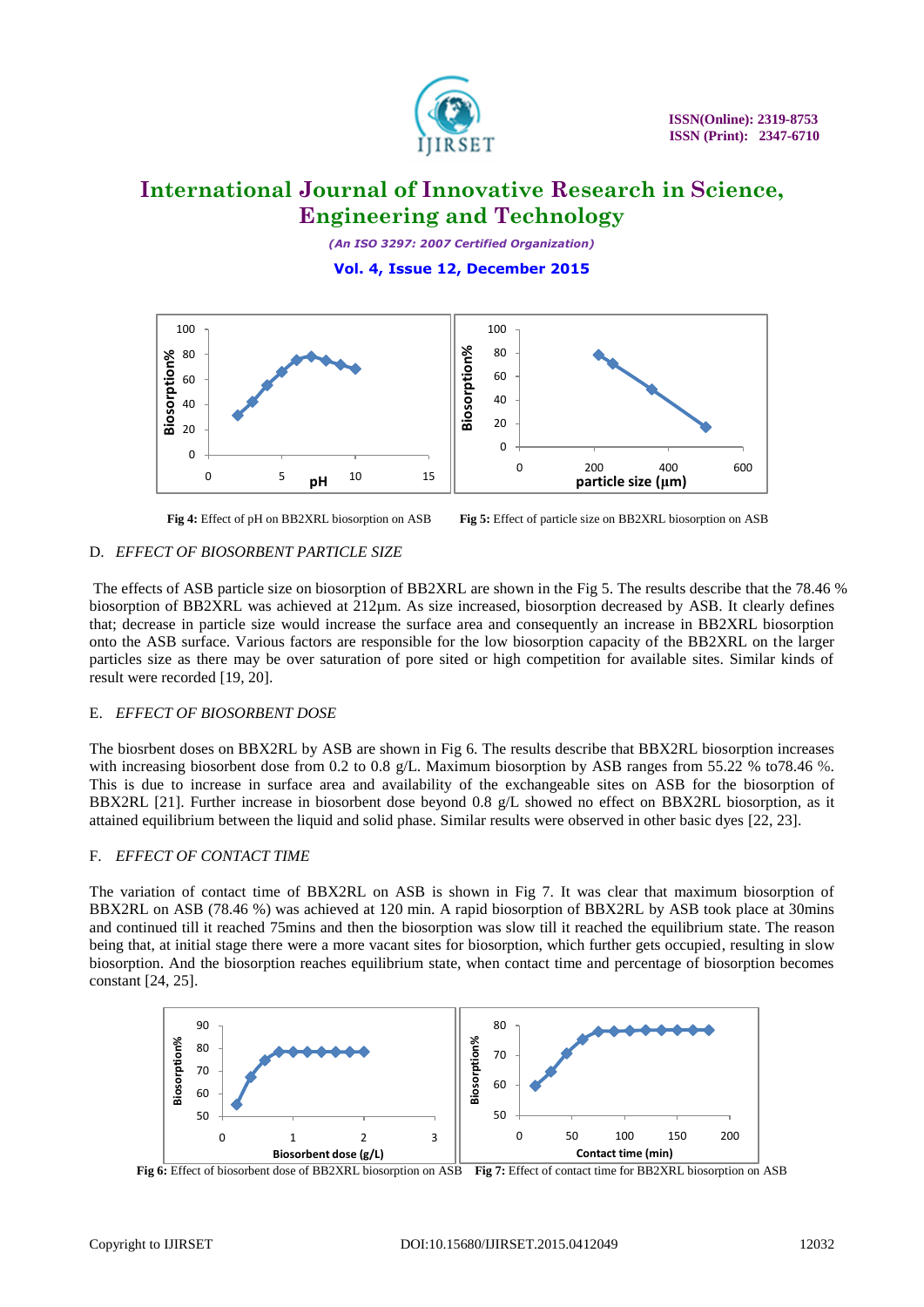Fig 4: Effect of pH on BB2XRL biosorption on ASB

Fig 5: Effect of particle size on BB2XRL biosorption on ASB

### D. *EFFECT OF BIOSORBENT PARTICLE SIZE*

The effects of ASB particle size on biosorption of BB2XRL are shown in the Fig 5. The results describe that the 78.46 % biosorption of BB2XRL was achieved at 212µm. As size increased, biosorption decreased by ASB. It clearly defines that; decrease in particle size would increase the surface area and consequently an increase in BB2XRL biosorption onto the ASB surface. Various factors are responsible for the low biosorption capacity of the BB2XRL on the larger particles size as there may be over saturation of pore sited or high competition for available sites. Similar kinds of result were recorded [19, 20].

### E. *EFFECT OF BIOSORBENT DOSE*

The biosrbent doses on BBX2RL by ASB are shown in Fig 6. The results describe that BBX2RL biosorption increases with increasing biosorbent dose from 0.2 to 0.8 g/L. Maximum biosorption by ASB ranges from 55.22 % to78.46 %. This is due to increase in surface area and availability of the exchangeable sites on ASB for the biosorption of BBX2RL [21]. Further increase in biosorbent dose beyond 0.8 g/L showed no effect on BBX2RL biosorption, as it attained equilibrium between the liquid and solid phase. Similar results were observed in other basic dyes [22, 23].

### F. *EFFECT OF CONTACT TIME*

The variation of contact time of BBX2RL on ASB is shown in Fig 7. It was clear that maximum biosorption of BBX2RL on ASB (78.46 %) was achieved at 120 min. A rapid biosorption of BBX2RL by ASB took place at 30mins and continued till it reached 75mins and then the biosorption was slow till it reached the equilibrium state. The reason being that, at initial stage there were a more vacant sites for biosorption, which further gets occupied, resulting in slow biosorption. And the biosorption reaches equilibrium state, when contact time and percentage of biosorption becomes constant [24, 25].

Fig 6: Effect of biosorbent dose of BB2XRL biosorption on ASB

Fig 7: Effect of contact time for BB2XRL biosorption on ASB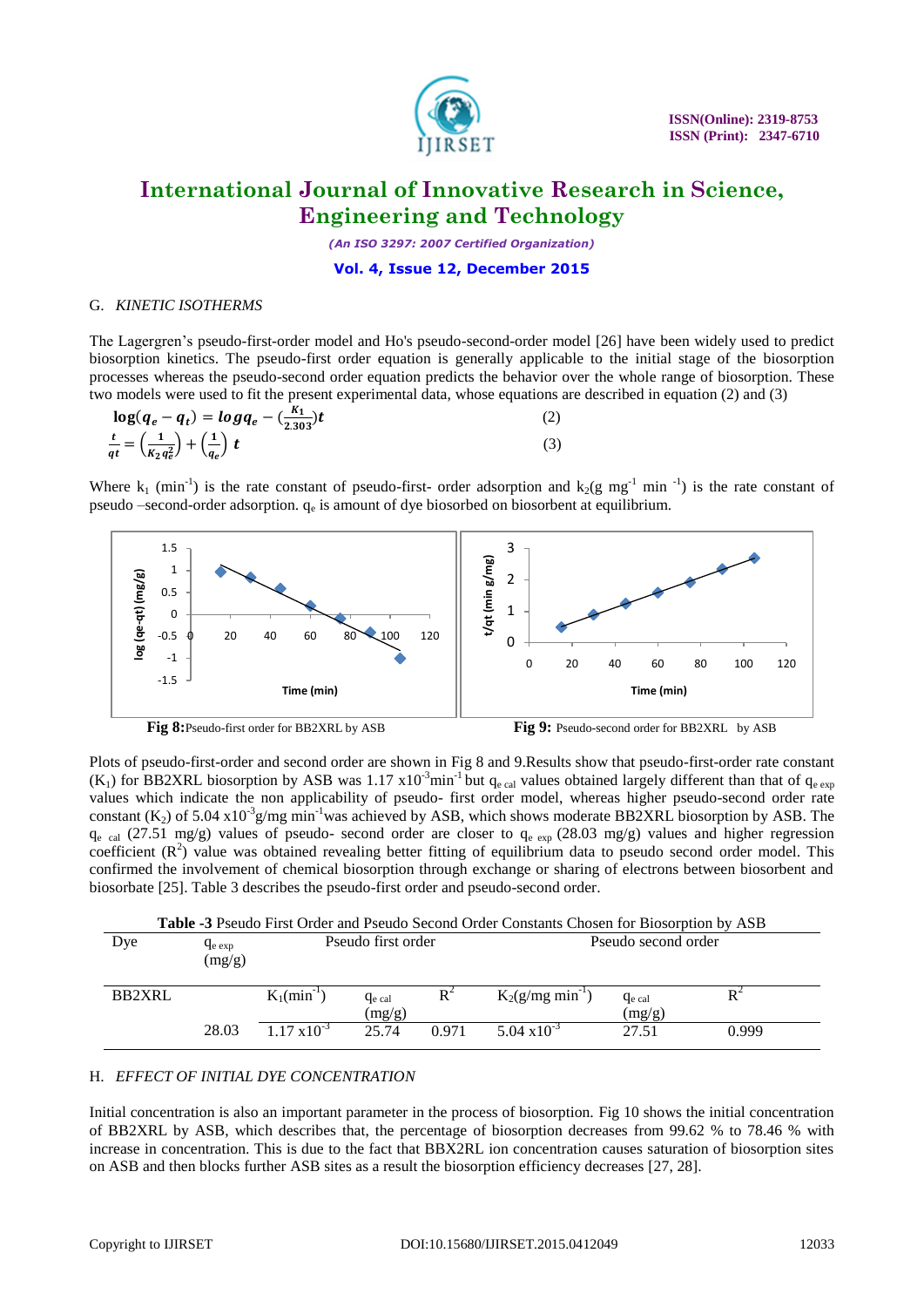### G. *KINETIC ISOTHERMS*

The Lagergren's pseudo-first-order model and Ho's pseudo-second-order model [26] have been widely used to predict biosorption kinetics. The pseudo-first order equation is generally applicable to the initial stage of the biosorption processes whereas the pseudo-second order equation predicts the behavior over the whole range of biosorption. These two models were used to fit the present experimental data, whose equations are described in equation (2) and (3)

$$\log(q_e - q_t) = \log q_e - \left(\frac{K_1}{2.303}\right)t \quad (2)$$

$$\frac{t}{qt} = \left(\frac{1}{K_2 q_e^2}\right) + \left(\frac{1}{q_e}\right) t \quad (3)$$

Where $k_1$ ($min^{-1}$) is the rate constant of pseudo-first- order adsorption and $k_2$(g $mg^{-1}$ $min^{-1}$) is the rate constant of pseudo –second-order adsorption. $q_e$ is amount of dye biosorbed on biosorbent at equilibrium.

**Fig 8:** Pseudo-first order for BB2XRL by ASB

**Fig 9:** Pseudo-second order for BB2XRL by ASB

Plots of pseudo-first-order and second order are shown in Fig 8 and 9.Results show that pseudo-first-order rate constant ($K_1$) for BB2XRL biosorption by ASB was 1.17 $x10^{-3}min^{-1}$ but $q_{e\ cal}$ values obtained largely different than that of $q_{e\ exp}$ values which indicate the non applicability of pseudo- first order model, whereas higher pseudo-second order rate constant ($K_2$) of 5.04 $x10^{-3}$g/mg $min^{-1}$was achieved by ASB, which shows moderate BB2XRL biosorption by ASB. The $q_{e\ cal}$ (27.51 mg/g) values of pseudo- second order are closer to $q_{e\ exp}$ (28.03 mg/g) values and higher regression coefficient ($R^2$) value was obtained revealing better fitting of equilibrium data to pseudo second order model. This confirmed the involvement of chemical biosorption through exchange or sharing of electrons between biosorbent and biosorbate [25]. Table 3 describes the pseudo-first order and pseudo-second order.

**Table -3** Pseudo First Order and Pseudo Second Order Constants Chosen for Biosorption by ASB

| Dye | $q_{e\ exp}$ (mg/g) | Pseudo first order | | | Pseudo second order | | |
|---|---|---|---|---|---|---|---|
| BB2XRL | | $K_1$($min^{-1}$) | $q_{e\ cal}$ (mg/g) | $R^2$ | $K_2$(g/mg $min^{-1}$) | $q_{e\ cal}$ (mg/g) | $R^2$ |
| | 28.03 | 1.17 $x10^{-3}$ | 25.74 | 0.971 | 5.04 $x10^{-3}$ | 27.51 | 0.999 |

### H. *EFFECT OF INITIAL DYE CONCENTRATION*

Initial concentration is also an important parameter in the process of biosorption. Fig 10 shows the initial concentration of BB2XRL by ASB, which describes that, the percentage of biosorption decreases from 99.62 % to 78.46 % with increase in concentration. This is due to the fact that BBX2RL ion concentration causes saturation of biosorption sites on ASB and then blocks further ASB sites as a result the biosorption efficiency decreases [27, 28].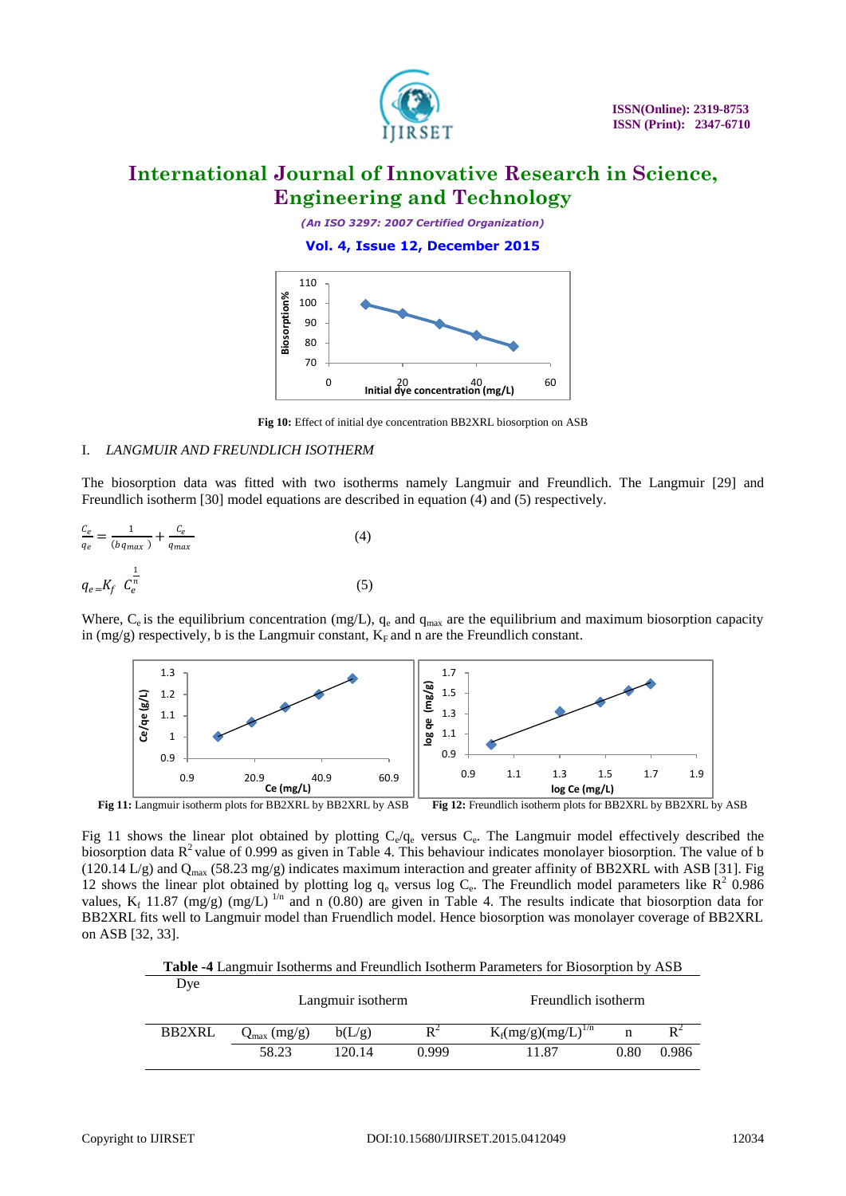Fig 10: Effect of initial dye concentration BB2XRL biosorption on ASB

## I. *LANGMUIR AND FREUNDLICH ISOTHERM*

The biosorption data was fitted with two isotherms namely Langmuir and Freundlich. The Langmuir [29] and Freundlich isotherm [30] model equations are described in equation (4) and (5) respectively.

$$\frac{C_e}{q_e} = \frac{1}{(b\,q_{max})} + \frac{C_e}{q_{max}} \qquad (4)$$

$$q_e = K_f \; C_e^{\frac{1}{n}} \qquad (5)$$

Where, $C_e$ is the equilibrium concentration (mg/L), $q_e$ and $q_{max}$ are the equilibrium and maximum biosorption capacity in (mg/g) respectively, b is the Langmuir constant, $K_F$ and n are the Freundlich constant.

**Fig 11:** Langmuir isotherm plots for BB2XRL by BB2XRL by ASB

**Fig 12:** Freundlich isotherm plots for BB2XRL by BB2XRL by ASB

Fig 11 shows the linear plot obtained by plotting $C_e/q_e$ versus $C_e$. The Langmuir model effectively described the biosorption data $R^2$ value of 0.999 as given in Table 4. This behaviour indicates monolayer biosorption. The value of b (120.14 L/g) and $Q_{max}$ (58.23 mg/g) indicates maximum interaction and greater affinity of BB2XRL with ASB [31]. Fig 12 shows the linear plot obtained by plotting log $q_e$ versus log $C_e$. The Freundlich model parameters like $R^2$ 0.986 values, $K_f$ 11.87 (mg/g) (mg/L) $^{1/n}$ and n (0.80) are given in Table 4. The results indicate that biosorption data for BB2XRL fits well to Langmuir model than Fruendlich model. Hence biosorption was monolayer coverage of BB2XRL on ASB [32, 33].

**Table -4** Langmuir Isotherms and Freundlich Isotherm Parameters for Biosorption by ASB

| Dye | Langmuir isotherm | | | Freundlich isotherm | | |
|---|---|---|---|---|---|---|
| BB2XRL | $Q_{max}$ (mg/g) | b(L/g) | $R^2$ | $K_f$(mg/g)(mg/L)$^{1/n}$ | n | $R^2$ |
| | 58.23 | 120.14 | 0.999 | 11.87 | 0.80 | 0.986 |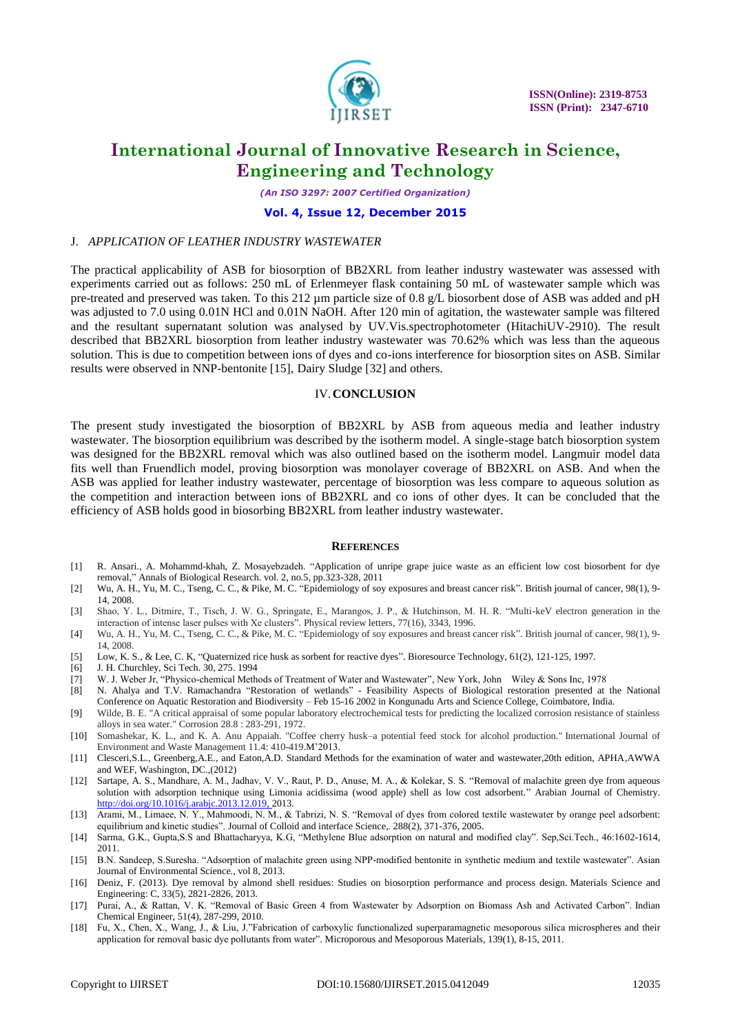### J. *APPLICATION OF LEATHER INDUSTRY WASTEWATER*

The practical applicability of ASB for biosorption of BB2XRL from leather industry wastewater was assessed with experiments carried out as follows: 250 mL of Erlenmeyer flask containing 50 mL of wastewater sample which was pre-treated and preserved was taken. To this 212 µm particle size of 0.8 g/L biosorbent dose of ASB was added and pH was adjusted to 7.0 using 0.01N HCl and 0.01N NaOH. After 120 min of agitation, the wastewater sample was filtered and the resultant supernatant solution was analysed by UV.Vis.spectrophotometer (HitachiUV-2910). The result described that BB2XRL biosorption from leather industry wastewater was 70.62% which was less than the aqueous solution. This is due to competition between ions of dyes and co-ions interference for biosorption sites on ASB. Similar results were observed in NNP-bentonite [15], Dairy Sludge [32] and others.

## IV. CONCLUSION

The present study investigated the biosorption of BB2XRL by ASB from aqueous media and leather industry wastewater. The biosorption equilibrium was described by the isotherm model. A single-stage batch biosorption system was designed for the BB2XRL removal which was also outlined based on the isotherm model. Langmuir model data fits well than Fruendlich model, proving biosorption was monolayer coverage of BB2XRL on ASB. And when the ASB was applied for leather industry wastewater, percentage of biosorption was less compare to aqueous solution as the competition and interaction between ions of BB2XRL and co ions of other dyes. It can be concluded that the efficiency of ASB holds good in biosorbing BB2XRL from leather industry wastewater.

## REFERENCES

[1] R. Ansari., A. Mohammd-khah, Z. Mosayebzadeh. "Application of unripe grape juice waste as an efficient low cost biosorbent for dye removal," Annals of Biological Research. vol. 2, no.5, pp.323-328, 2011

[2] Wu, A. H., Yu, M. C., Tseng, C. C., & Pike, M. C. "Epidemiology of soy exposures and breast cancer risk". British journal of cancer, 98(1), 9-14, 2008.

[3] Shao, Y. L., Ditmire, T., Tisch, J. W. G., Springate, E., Marangos, J. P., & Hutchinson, M. H. R. "Multi-keV electron generation in the interaction of intense laser pulses with Xe clusters". Physical review letters, 77(16), 3343, 1996.

[4] Wu, A. H., Yu, M. C., Tseng, C. C., & Pike, M. C. "Epidemiology of soy exposures and breast cancer risk". British journal of cancer, 98(1), 9-14, 2008.

[5] Low, K. S., & Lee, C. K, "Quaternized rice husk as sorbent for reactive dyes". Bioresource Technology, 61(2), 121-125, 1997.

[6] J. H. Churchley, Sci Tech. 30, 275. 1994

[7] W. J. Weber Jr, "Physico-chemical Methods of Treatment of Water and Wastewater", New York, John Wiley & Sons Inc, 1978

[8] N. Ahalya and T.V. Ramachandra "Restoration of wetlands" - Feasibility Aspects of Biological restoration presented at the National Conference on Aquatic Restoration and Biodiversity – Feb 15-16 2002 in Kongunadu Arts and Science College, Coimbatore, India.

[9] Wilde, B. E. "A critical appraisal of some popular laboratory electrochemical tests for predicting the localized corrosion resistance of stainless alloys in sea water." Corrosion 28.8 : 283-291, 1972.

[10] Somashekar, K. L., and K. A. Anu Appaiah. "Coffee cherry husk–a potential feed stock for alcohol production." International Journal of Environment and Waste Management 11.4: 410-419.M'2013.

[11] Clesceri,S.L., Greenberg,A.E., and Eaton,A.D. Standard Methods for the examination of water and wastewater,20th edition, APHA,AWWA and WEF, Washington, DC.,(2012)

[12] Sartape, A. S., Mandhare, A. M., Jadhav, V. V., Raut, P. D., Anuse, M. A., & Kolekar, S. S. "Removal of malachite green dye from aqueous solution with adsorption technique using Limonia acidissima (wood apple) shell as low cost adsorbent." Arabian Journal of Chemistry. http://doi.org/10.1016/j.arabjc.2013.12.019, 2013.

[13] Arami, M., Limaee, N. Y., Mahmoodi, N. M., & Tabrizi, N. S. "Removal of dyes from colored textile wastewater by orange peel adsorbent: equilibrium and kinetic studies". Journal of Colloid and interface Science,. 288(2), 371-376, 2005.

[14] Sarma, G.K., Gupta,S.S and Bhattacharyya, K.G, "Methylene Blue adsorption on natural and modified clay". Sep,Sci.Tech., 46:1602-1614, 2011.

[15] B.N. Sandeep, S.Suresha. "Adsorption of malachite green using NPP-modified bentonite in synthetic medium and textile wastewater". Asian Journal of Environmental Science., vol 8, 2013.

[16] Deniz, F. (2013). Dye removal by almond shell residues: Studies on biosorption performance and process design. Materials Science and Engineering: C, 33(5), 2821-2826, 2013.

[17] Purai, A., & Rattan, V. K. "Removal of Basic Green 4 from Wastewater by Adsorption on Biomass Ash and Activated Carbon". Indian Chemical Engineer, 51(4), 287-299, 2010.

[18] Fu, X., Chen, X., Wang, J., & Liu, J."Fabrication of carboxylic functionalized superparamagnetic mesoporous silica microspheres and their application for removal basic dye pollutants from water". Microporous and Mesoporous Materials, 139(1), 8-15, 2011.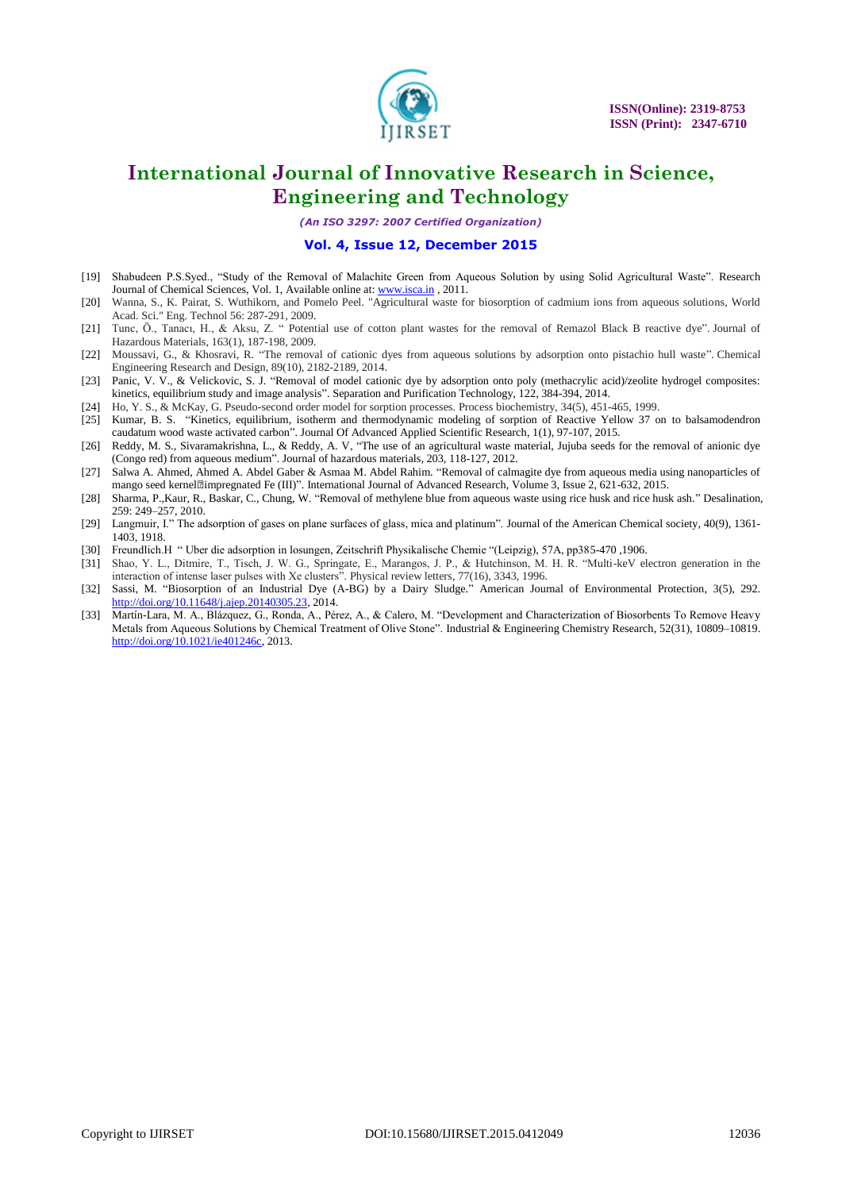[19] Shabudeen P.S.Syed., "Study of the Removal of Malachite Green from Aqueous Solution by using Solid Agricultural Waste". Research Journal of Chemical Sciences, Vol. 1, Available online at: www.isca.in , 2011.

[20] Wanna, S., K. Pairat, S. Wuthikorn, and Pomelo Peel. "Agricultural waste for biosorption of cadmium ions from aqueous solutions, World Acad. Sci." Eng. Technol 56: 287-291, 2009.

[21] Tunc, Ö., Tanacı, H., & Aksu, Z. " Potential use of cotton plant wastes for the removal of Remazol Black B reactive dye". Journal of Hazardous Materials, 163(1), 187-198, 2009.

[22] Moussavi, G., & Khosravi, R. "The removal of cationic dyes from aqueous solutions by adsorption onto pistachio hull waste". Chemical Engineering Research and Design, 89(10), 2182-2189, 2014.

[23] Panic, V. V., & Velickovic, S. J. "Removal of model cationic dye by adsorption onto poly (methacrylic acid)/zeolite hydrogel composites: kinetics, equilibrium study and image analysis". Separation and Purification Technology, 122, 384-394, 2014.

[24] Ho, Y. S., & McKay, G. Pseudo-second order model for sorption processes. Process biochemistry, 34(5), 451-465, 1999.

[25] Kumar, B. S. "Kinetics, equilibrium, isotherm and thermodynamic modeling of sorption of Reactive Yellow 37 on to balsamodendron caudatum wood waste activated carbon". Journal Of Advanced Applied Scientific Research, 1(1), 97-107, 2015.

[26] Reddy, M. S., Sivaramakrishna, L., & Reddy, A. V, "The use of an agricultural waste material, Jujuba seeds for the removal of anionic dye (Congo red) from aqueous medium". Journal of hazardous materials, 203, 118-127, 2012.

[27] Salwa A. Ahmed, Ahmed A. Abdel Gaber & Asmaa M. Abdel Rahim. "Removal of calmagite dye from aqueous media using nanoparticles of mango seed kernel‐impregnated Fe (III)". International Journal of Advanced Research, Volume 3, Issue 2, 621-632, 2015.

[28] Sharma, P.,Kaur, R., Baskar, C., Chung, W. "Removal of methylene blue from aqueous waste using rice husk and rice husk ash." Desalination, 259: 249–257, 2010.

[29] Langmuir, I." The adsorption of gases on plane surfaces of glass, mica and platinum". Journal of the American Chemical society, 40(9), 1361-1403, 1918.

[30] Freundlich.H " Uber die adsorption in losungen, Zeitschrift Physikalische Chemie "(Leipzig), 57A, pp385-470 ,1906.

[31] Shao, Y. L., Ditmire, T., Tisch, J. W. G., Springate, E., Marangos, J. P., & Hutchinson, M. H. R. "Multi-keV electron generation in the interaction of intense laser pulses with Xe clusters". Physical review letters, 77(16), 3343, 1996.

[32] Sassi, M. "Biosorption of an Industrial Dye (A-BG) by a Dairy Sludge." American Journal of Environmental Protection, 3(5), 292. http://doi.org/10.11648/j.ajep.20140305.23, 2014.

[33] Martín-Lara, M. A., Blázquez, G., Ronda, A., Pérez, A., & Calero, M. "Development and Characterization of Biosorbents To Remove Heavy Metals from Aqueous Solutions by Chemical Treatment of Olive Stone". Industrial & Engineering Chemistry Research, 52(31), 10809–10819. http://doi.org/10.1021/ie401246c, 2013.